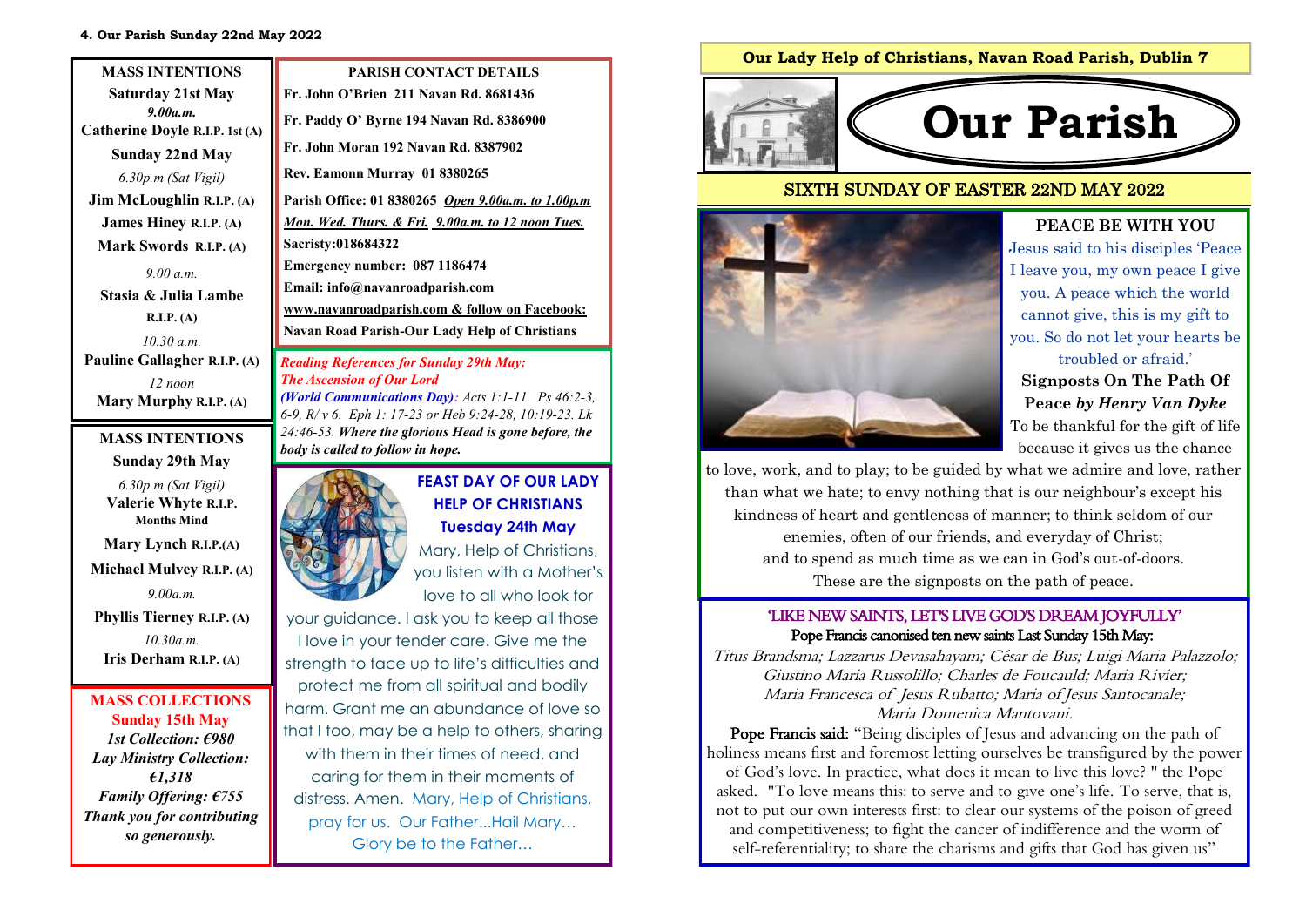## MASS INTENTIONS

**Saturday 21st May**

*9.00a.m.*

**Catherine Doyle R.I.P. 1st (A)**

**Sunday 22nd May**

*6.30p.m (Sat Vigil)*

**Jim McLoughlin R.I.P. (A)**

**James Hiney R.I.P. (A)**

**Mark Swords R.I.P. (A)**

*9.00 a.m.*

**Stasia & Julia Lambe R.I.P. (A)**

*10.30 a.m.*

**Pauline Gallagher R.I.P. (A)**

*12 noon*

**Mary Murphy R.I.P. (A)**

## MASS INTENTIONS

**Sunday 29th May**

*6.30p.m (Sat Vigil)*

**Valerie Whyte R.I.P.**
**Months Mind**

**Mary Lynch R.I.P.(A)**

**Michael Mulvey R.I.P. (A)**

*9.00a.m.*

**Phyllis Tierney R.I.P. (A)**

*10.30a.m.*

**Iris Derham R.I.P. (A)**

## MASS COLLECTIONS

**Sunday 15th May**

***1st Collection: €980***

***Lay Ministry Collection: €1,318***

***Family Offering: €755***

***Thank you for contributing so generously.***

## PARISH CONTACT DETAILS

**Fr. John O'Brien 211 Navan Rd. 8681436**

**Fr. Paddy O' Byrne 194 Navan Rd. 8386900**

**Fr. John Moran 192 Navan Rd. 8387902**

**Rev. Eamonn Murray 01 8380265**

**Parish Office: 01 8380265** ***Open 9.00a.m. to 1.00p.m Mon. Wed. Thurs. & Fri. 9.00a.m. to 12 noon Tues.***

**Sacristy:018684322**

**Emergency number: 087 1186474**

**Email: info@navanroadparish.com**

**www.navanroadparish.com & follow on Facebook: Navan Road Parish-Our Lady Help of Christians**

*Reading References for Sunday 29th May: The Ascension of Our Lord (World Communications Day): Acts 1:1-11. Ps 46:2-3, 6-9, R/ v 6. Eph 1: 17-23 or Heb 9:24-28, 10:19-23. Lk 24:46-53.* ***Where the glorious Head is gone before, the body is called to follow in hope.***

## FEAST DAY OF OUR LADY HELP OF CHRISTIANS Tuesday 24th May

Mary, Help of Christians, you listen with a Mother's love to all who look for your guidance. I ask you to keep all those I love in your tender care. Give me the strength to face up to life's difficulties and protect me from all spiritual and bodily harm. Grant me an abundance of love so that I too, may be a help to others, sharing with them in their times of need, and caring for them in their moments of distress. Amen. Mary, Help of Christians, pray for us. Our Father...Hail Mary... Glory be to the Father…

**Our Lady Help of Christians, Navan Road Parish, Dublin 7**

# Our Parish

## SIXTH SUNDAY OF EASTER 22ND MAY 2022

### PEACE BE WITH YOU

Jesus said to his disciples 'Peace I leave you, my own peace I give you. A peace which the world cannot give, this is my gift to you. So do not let your hearts be troubled or afraid.'

**Signposts On The Path Of Peace *by Henry Van Dyke***

To be thankful for the gift of life because it gives us the chance to love, work, and to play; to be guided by what we admire and love, rather than what we hate; to envy nothing that is our neighbour's except his kindness of heart and gentleness of manner; to think seldom of our enemies, often of our friends, and everyday of Christ; and to spend as much time as we can in God's out-of-doors. These are the signposts on the path of peace.

## 'LIKE NEW SAINTS, LET'S LIVE GOD'S DREAM JOYFULLY'

Pope Francis canonised ten new saints Last Sunday 15th May:

*Titus Brandsma; Lazzarus Devasahayam; César de Bus; Luigi Maria Palazzolo; Giustino Maria Russolillo; Charles de Foucauld; Maria Rivier; Maria Francesca of Jesus Rubatto; Maria of Jesus Santocanale; Maria Domenica Mantovani.*

**Pope Francis said:** "Being disciples of Jesus and advancing on the path of holiness means first and foremost letting ourselves be transfigured by the power of God's love. In practice, what does it mean to live this love? " the Pope asked. "To love means this: to serve and to give one's life. To serve, that is, not to put our own interests first: to clear our systems of the poison of greed and competitiveness; to fight the cancer of indifference and the worm of self-referentiality; to share the charisms and gifts that God has given us"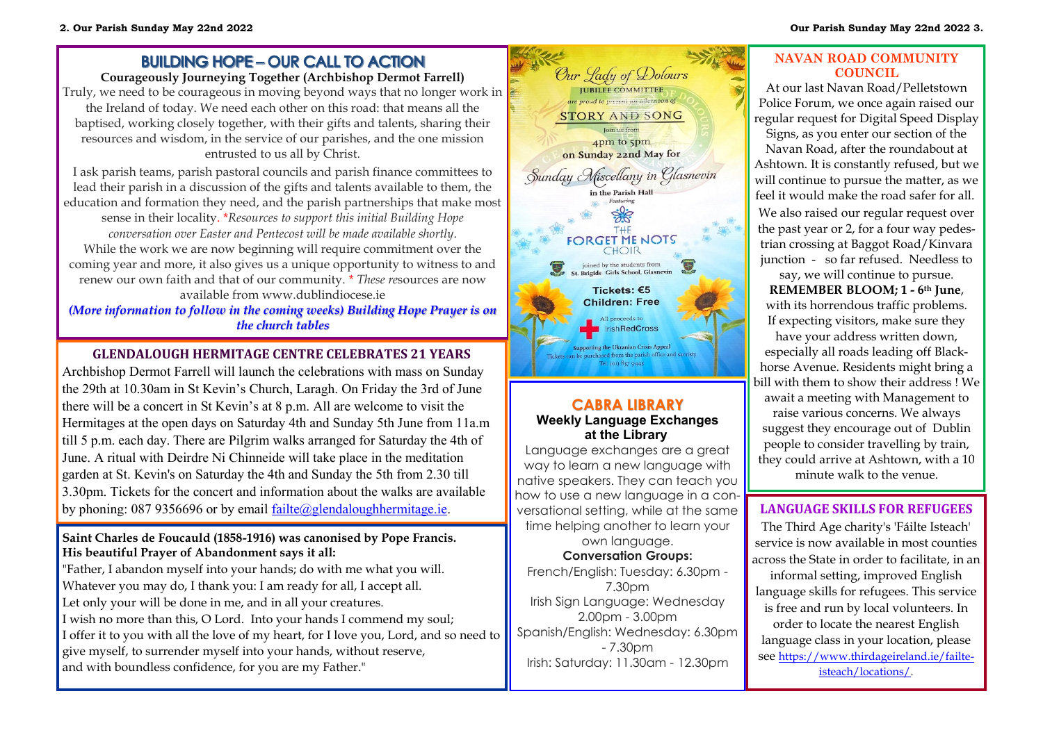## BUILDING HOPE – OUR CALL TO ACTION

**Courageously Journeying Together (Archbishop Dermot Farrell)**

Truly, we need to be courageous in moving beyond ways that no longer work in the Ireland of today. We need each other on this road: that means all the baptised, working closely together, with their gifts and talents, sharing their resources and wisdom, in the service of our parishes, and the one mission entrusted to us all by Christ.

I ask parish teams, parish pastoral councils and parish finance committees to lead their parish in a discussion of the gifts and talents available to them, the education and formation they need, and the parish partnerships that make most sense in their locality. *\*Resources to support this initial Building Hope conversation over Easter and Pentecost will be made available shortly.*

While the work we are now beginning will require commitment over the coming year and more, it also gives us a unique opportunity to witness to and renew our own faith and that of our community. *\* These res*ources are now available from www.dublindiocese.ie

***(More information to follow in the coming weeks) Building Hope Prayer is on the church tables***

## GLENDALOUGH HERMITAGE CENTRE CELEBRATES 21 YEARS

Archbishop Dermot Farrell will launch the celebrations with mass on Sunday the 29th at 10.30am in St Kevin's Church, Laragh. On Friday the 3rd of June there will be a concert in St Kevin's at 8 p.m. All are welcome to visit the Hermitages at the open days on Saturday 4th and Sunday 5th June from 11a.m till 5 p.m. each day. There are Pilgrim walks arranged for Saturday the 4th of June. A ritual with Deirdre Ni Chinneide will take place in the meditation garden at St. Kevin's on Saturday the 4th and Sunday the 5th from 2.30 till 3.30pm. Tickets for the concert and information about the walks are available by phoning: 087 9356696 or by email failte@glendaloughhermitage.ie.

**Saint Charles de Foucauld (1858-1916) was canonised by Pope Francis. His beautiful Prayer of Abandonment says it all:**

"Father, I abandon myself into your hands; do with me what you will.
Whatever you may do, I thank you: I am ready for all, I accept all.
Let only your will be done in me, and in all your creatures.
I wish no more than this, O Lord. Into your hands I commend my soul;
I offer it to you with all the love of my heart, for I love you, Lord, and so need to give myself, to surrender myself into your hands, without reserve,
and with boundless confidence, for you are my Father."

*Our Lady of Dolours*
JUBILEE COMMITTEE
are proud to present an afternoon of
STORY AND SONG
Join us from
4pm to 5pm
on Sunday 22nd May for
*Sunday Miscellany in Glasnevin*
in the Parish Hall
Featuring
THE FORGET ME NOTS CHOIR
joined by the students from St. Brigids Girls School, Glasnevin
Tickets: €5
Children: Free
All proceeds to IrishRedCross
Supporting the Ukranian Crisis Appeal
Tickets can be purchased from the parish office and sacristy
Tel: (01) 837 9445

## CABRA LIBRARY

**Weekly Language Exchanges at the Library**

Language exchanges are a great way to learn a new language with native speakers. They can teach you how to use a new language in a conversational setting, while at the same time helping another to learn your own language.

**Conversation Groups:**

French/English: Tuesday: 6.30pm - 7.30pm
Irish Sign Language: Wednesday 2.00pm - 3.00pm
Spanish/English: Wednesday: 6.30pm - 7.30pm
Irish: Saturday: 11.30am - 12.30pm

## NAVAN ROAD COMMUNITY COUNCIL

At our last Navan Road/Pelletstown Police Forum, we once again raised our regular request for Digital Speed Display Signs, as you enter our section of the Navan Road, after the roundabout at Ashtown. It is constantly refused, but we will continue to pursue the matter, as we feel it would make the road safer for all.

We also raised our regular request over the past year or 2, for a four way pedestrian crossing at Baggot Road/Kinvara junction - so far refused. Needless to say, we will continue to pursue.

**REMEMBER BLOOM; 1 - 6th June**, with its horrendous traffic problems. If expecting visitors, make sure they have your address written down, especially all roads leading off Blackhorse Avenue. Residents might bring a bill with them to show their address ! We await a meeting with Management to raise various concerns. We always suggest they encourage out of Dublin people to consider travelling by train, they could arrive at Ashtown, with a 10 minute walk to the venue.

## LANGUAGE SKILLS FOR REFUGEES

The Third Age charity's 'Fáilte Isteach' service is now available in most counties across the State in order to facilitate, in an informal setting, improved English language skills for refugees. This service is free and run by local volunteers. In order to locate the nearest English language class in your location, please see https://www.thirdageireland.ie/failte-isteach/locations/.